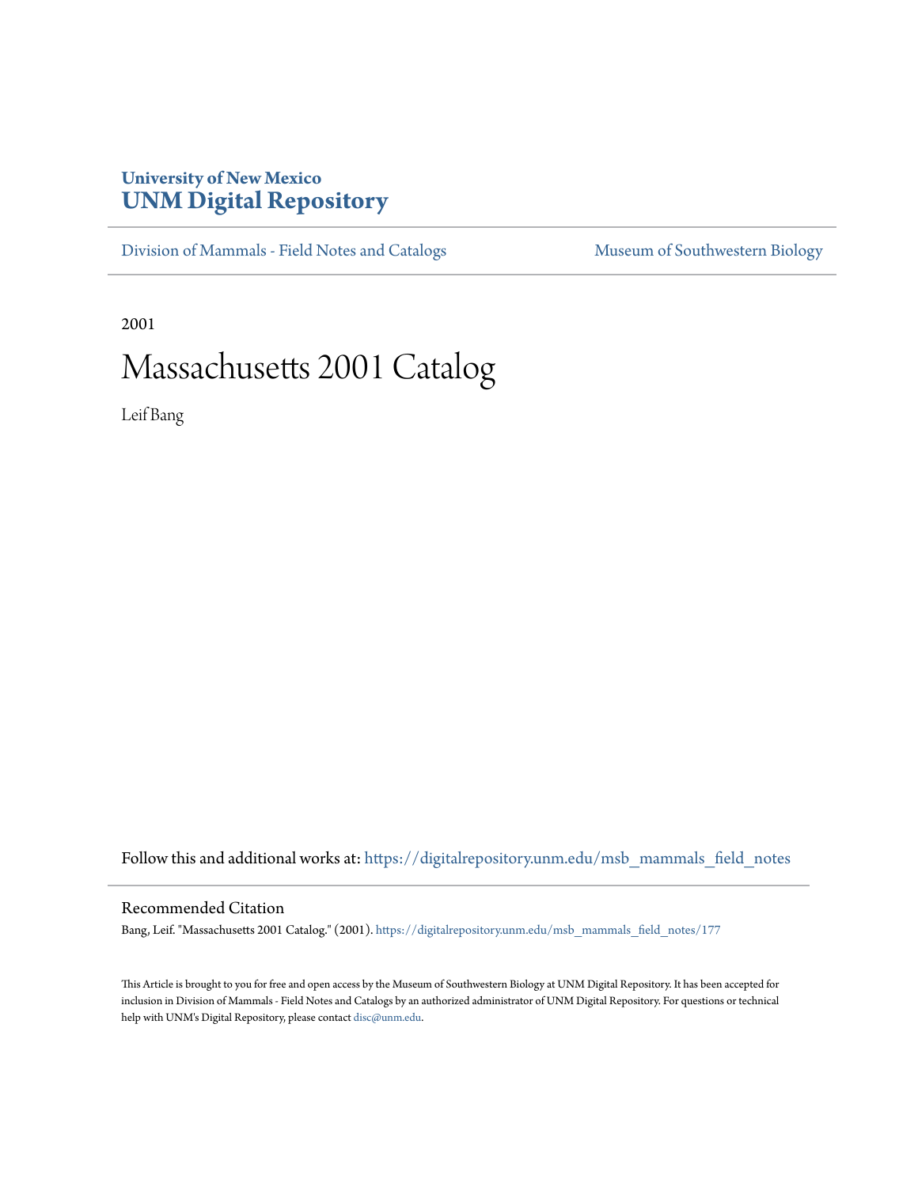# University of New Mexico
# UNM Digital Repository

Division of Mammals - Field Notes and Catalogs | Museum of Southwestern Biology

2001

# Massachusetts 2001 Catalog

Leif Bang

Follow this and additional works at: https://digitalrepository.unm.edu/msb_mammals_field_notes

## Recommended Citation

Bang, Leif. "Massachusetts 2001 Catalog." (2001). https://digitalrepository.unm.edu/msb_mammals_field_notes/177

This Article is brought to you for free and open access by the Museum of Southwestern Biology at UNM Digital Repository. It has been accepted for inclusion in Division of Mammals - Field Notes and Catalogs by an authorized administrator of UNM Digital Repository. For questions or technical help with UNM's Digital Repository, please contact disc@unm.edu.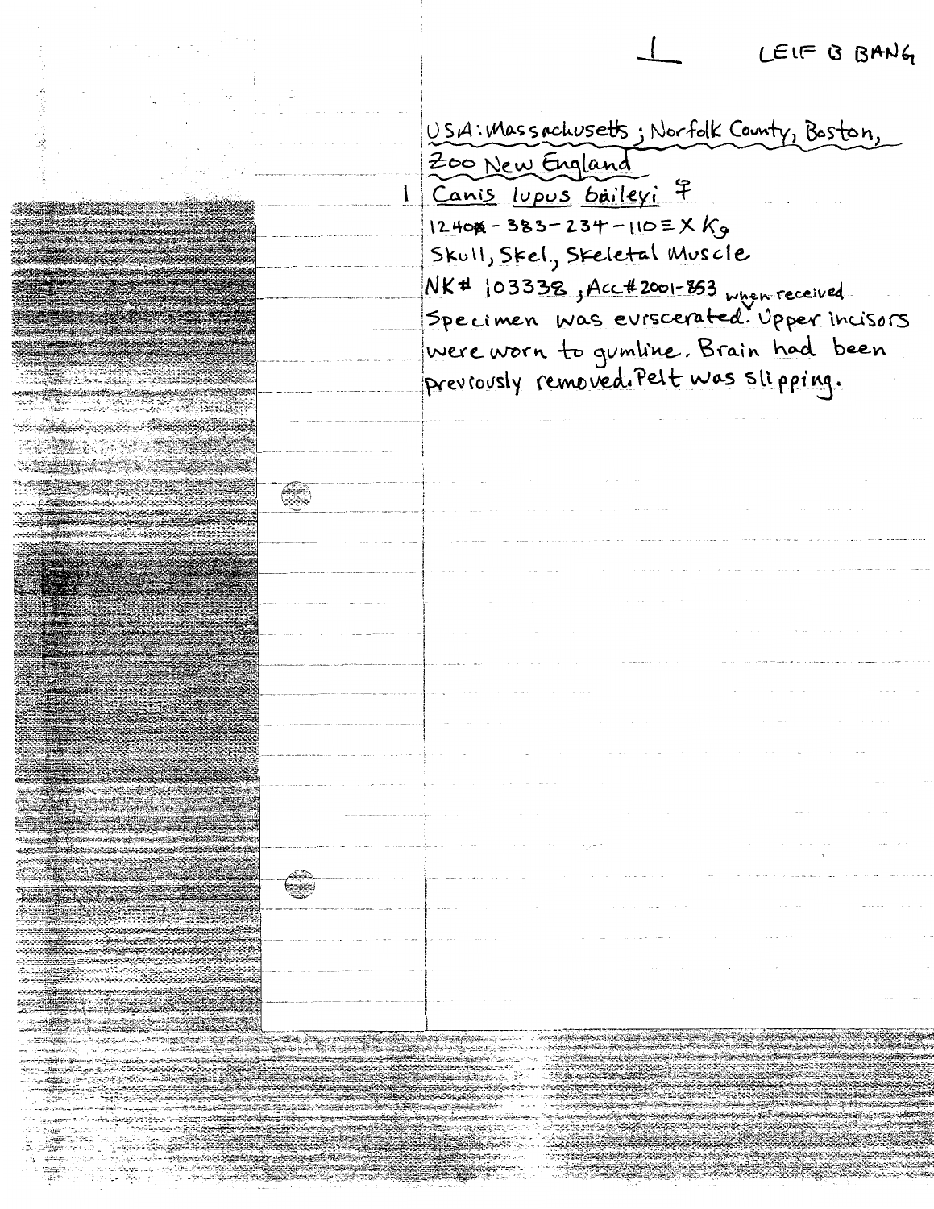1 LEIF B BANG

USA: Massachusetts; Norfolk County, Boston, Zoo New England

1 Canis lupus baileyi ♀

1240 - 383 - 234 - 110 = X Kg

Skull, Skel., Skeletal Muscle

NK# 103338, Acc# 2001-853

Specimen was eviscerated when received. Upper incisors were worn to gumline. Brain had been previously removed. Pelt was slipping.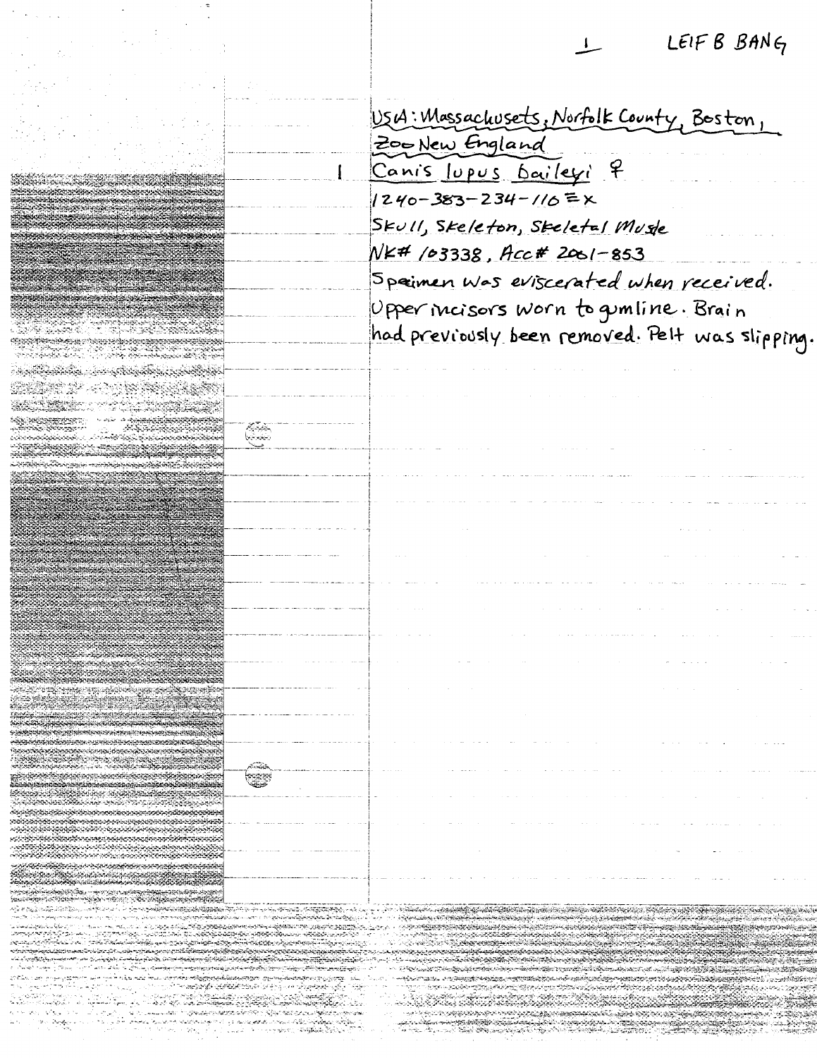1 LEIF B BANG

USA: Massachusets, Norfolk County, Boston, Zoo New England

1 Canis lupus baileyi ♀

1240-383-234-110 = x

Skull, Skeleton, Skeletal Musle

NK# 103338, Acc# 2001-853

Specimen was eviscerated when received. Upper incisors worn to gumline. Brain had previously been removed. Pelt was slipping.